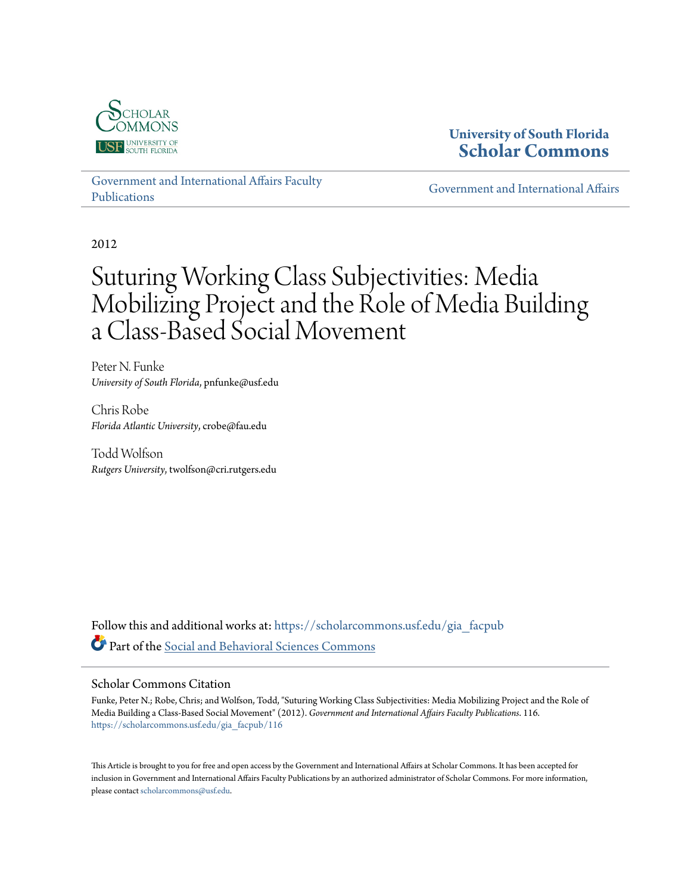University of South Florida
**Scholar Commons**

Government and International Affairs Faculty Publications

Government and International Affairs

2012

# Suturing Working Class Subjectivities: Media Mobilizing Project and the Role of Media Building a Class-Based Social Movement

Peter N. Funke
*University of South Florida*, pnfunke@usf.edu

Chris Robe
*Florida Atlantic University*, crobe@fau.edu

Todd Wolfson
*Rutgers University*, twolfson@cri.rutgers.edu

Follow this and additional works at: https://scholarcommons.usf.edu/gia_facpub

Part of the Social and Behavioral Sciences Commons

## Scholar Commons Citation

Funke, Peter N.; Robe, Chris; and Wolfson, Todd, "Suturing Working Class Subjectivities: Media Mobilizing Project and the Role of Media Building a Class-Based Social Movement" (2012). *Government and International Affairs Faculty Publications*. 116.
https://scholarcommons.usf.edu/gia_facpub/116

This Article is brought to you for free and open access by the Government and International Affairs at Scholar Commons. It has been accepted for inclusion in Government and International Affairs Faculty Publications by an authorized administrator of Scholar Commons. For more information, please contact scholarcommons@usf.edu.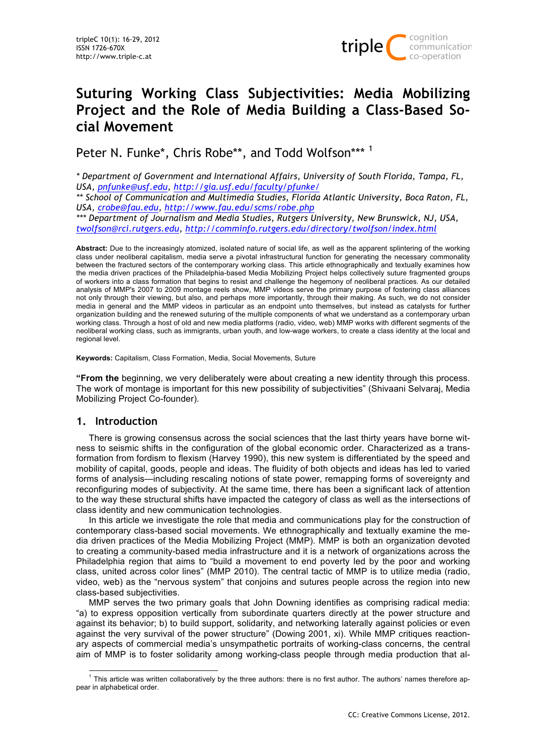# Suturing Working Class Subjectivities: Media Mobilizing Project and the Role of Media Building a Class-Based Social Movement

Peter N. Funke*, Chris Robe**, and Todd Wolfson*** [1]

\* Department of Government and International Affairs, University of South Florida, Tampa, FL, USA, pnfunke@usf.edu, http://gia.usf.edu/faculty/pfunke/

** School of Communication and Multimedia Studies, Florida Atlantic University, Boca Raton, FL, USA, crobe@fau.edu, http://www.fau.edu/scms/robe.php

*** Department of Journalism and Media Studies, Rutgers University, New Brunswick, NJ, USA, twolfson@rci.rutgers.edu, http://comminfo.rutgers.edu/directory/twolfson/index.html

**Abstract:** Due to the increasingly atomized, isolated nature of social life, as well as the apparent splintering of the working class under neoliberal capitalism, media serve a pivotal infrastructural function for generating the necessary commonality between the fractured sectors of the contemporary working class. This article ethnographically and textually examines how the media driven practices of the Philadelphia-based Media Mobilizing Project helps collectively suture fragmented groups of workers into a class formation that begins to resist and challenge the hegemony of neoliberal practices. As our detailed analysis of MMP's 2007 to 2009 montage reels show, MMP videos serve the primary purpose of fostering class alliances not only through their viewing, but also, and perhaps more importantly, through their making. As such, we do not consider media in general and the MMP videos in particular as an endpoint unto themselves, but instead as catalysts for further organization building and the renewed suturing of the multiple components of what we understand as a contemporary urban working class. Through a host of old and new media platforms (radio, video, web) MMP works with different segments of the neoliberal working class, such as immigrants, urban youth, and low-wage workers, to create a class identity at the local and regional level.

**Keywords:** Capitalism, Class Formation, Media, Social Movements, Suture

**"From the** beginning, we very deliberately were about creating a new identity through this process. The work of montage is important for this new possibility of subjectivities" (Shivaani Selvaraj, Media Mobilizing Project Co-founder).

## 1. Introduction

There is growing consensus across the social sciences that the last thirty years have borne witness to seismic shifts in the configuration of the global economic order. Characterized as a transformation from fordism to flexism (Harvey 1990), this new system is differentiated by the speed and mobility of capital, goods, people and ideas. The fluidity of both objects and ideas has led to varied forms of analysis—including rescaling notions of state power, remapping forms of sovereignty and reconfiguring modes of subjectivity. At the same time, there has been a significant lack of attention to the way these structural shifts have impacted the category of class as well as the intersections of class identity and new communication technologies.

In this article we investigate the role that media and communications play for the construction of contemporary class-based social movements. We ethnographically and textually examine the media driven practices of the Media Mobilizing Project (MMP). MMP is both an organization devoted to creating a community-based media infrastructure and it is a network of organizations across the Philadelphia region that aims to "build a movement to end poverty led by the poor and working class, united across color lines" (MMP 2010). The central tactic of MMP is to utilize media (radio, video, web) as the "nervous system" that conjoins and sutures people across the region into new class-based subjectivities.

MMP serves the two primary goals that John Downing identifies as comprising radical media: "a) to express opposition vertically from subordinate quarters directly at the power structure and against its behavior; b) to build support, solidarity, and networking laterally against policies or even against the very survival of the power structure" (Dowing 2001, xi). While MMP critiques reactionary aspects of commercial media's unsympathetic portraits of working-class concerns, the central aim of MMP is to foster solidarity among working-class people through media production that al-

[1] This article was written collaboratively by the three authors: there is no first author. The authors' names therefore appear in alphabetical order.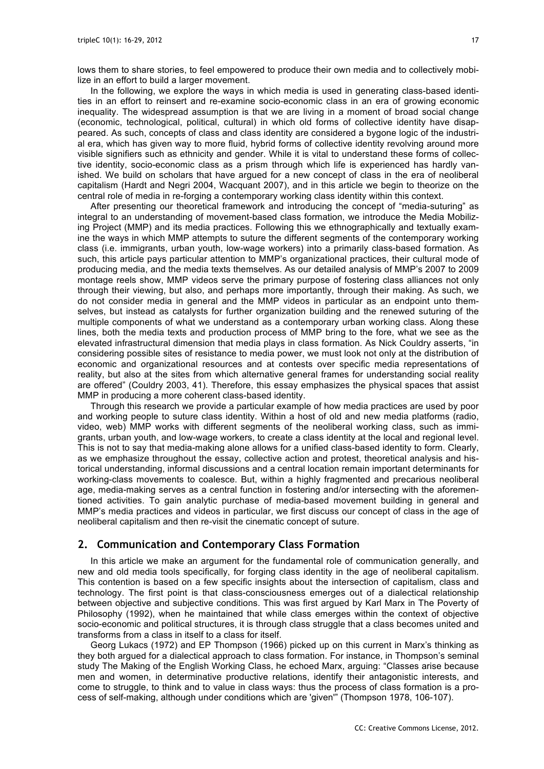lows them to share stories, to feel empowered to produce their own media and to collectively mobilize in an effort to build a larger movement.

In the following, we explore the ways in which media is used in generating class-based identities in an effort to reinsert and re-examine socio-economic class in an era of growing economic inequality. The widespread assumption is that we are living in a moment of broad social change (economic, technological, political, cultural) in which old forms of collective identity have disappeared. As such, concepts of class and class identity are considered a bygone logic of the industrial era, which has given way to more fluid, hybrid forms of collective identity revolving around more visible signifiers such as ethnicity and gender. While it is vital to understand these forms of collective identity, socio-economic class as a prism through which life is experienced has hardly vanished. We build on scholars that have argued for a new concept of class in the era of neoliberal capitalism (Hardt and Negri 2004, Wacquant 2007), and in this article we begin to theorize on the central role of media in re-forging a contemporary working class identity within this context.

After presenting our theoretical framework and introducing the concept of "media-suturing" as integral to an understanding of movement-based class formation, we introduce the Media Mobilizing Project (MMP) and its media practices. Following this we ethnographically and textually examine the ways in which MMP attempts to suture the different segments of the contemporary working class (i.e. immigrants, urban youth, low-wage workers) into a primarily class-based formation. As such, this article pays particular attention to MMP's organizational practices, their cultural mode of producing media, and the media texts themselves. As our detailed analysis of MMP's 2007 to 2009 montage reels show, MMP videos serve the primary purpose of fostering class alliances not only through their viewing, but also, and perhaps more importantly, through their making. As such, we do not consider media in general and the MMP videos in particular as an endpoint unto themselves, but instead as catalysts for further organization building and the renewed suturing of the multiple components of what we understand as a contemporary urban working class. Along these lines, both the media texts and production process of MMP bring to the fore, what we see as the elevated infrastructural dimension that media plays in class formation. As Nick Couldry asserts, "in considering possible sites of resistance to media power, we must look not only at the distribution of economic and organizational resources and at contests over specific media representations of reality, but also at the sites from which alternative general frames for understanding social reality are offered" (Couldry 2003, 41). Therefore, this essay emphasizes the physical spaces that assist MMP in producing a more coherent class-based identity.

Through this research we provide a particular example of how media practices are used by poor and working people to suture class identity. Within a host of old and new media platforms (radio, video, web) MMP works with different segments of the neoliberal working class, such as immigrants, urban youth, and low-wage workers, to create a class identity at the local and regional level. This is not to say that media-making alone allows for a unified class-based identity to form. Clearly, as we emphasize throughout the essay, collective action and protest, theoretical analysis and historical understanding, informal discussions and a central location remain important determinants for working-class movements to coalesce. But, within a highly fragmented and precarious neoliberal age, media-making serves as a central function in fostering and/or intersecting with the aforementioned activities. To gain analytic purchase of media-based movement building in general and MMP's media practices and videos in particular, we first discuss our concept of class in the age of neoliberal capitalism and then re-visit the cinematic concept of suture.

## 2. Communication and Contemporary Class Formation

In this article we make an argument for the fundamental role of communication generally, and new and old media tools specifically, for forging class identity in the age of neoliberal capitalism. This contention is based on a few specific insights about the intersection of capitalism, class and technology. The first point is that class-consciousness emerges out of a dialectical relationship between objective and subjective conditions. This was first argued by Karl Marx in The Poverty of Philosophy (1992), when he maintained that while class emerges within the context of objective socio-economic and political structures, it is through class struggle that a class becomes united and transforms from a class in itself to a class for itself.

Georg Lukacs (1972) and EP Thompson (1966) picked up on this current in Marx's thinking as they both argued for a dialectical approach to class formation. For instance, in Thompson's seminal study The Making of the English Working Class, he echoed Marx, arguing: "Classes arise because men and women, in determinative productive relations, identify their antagonistic interests, and come to struggle, to think and to value in class ways: thus the process of class formation is a process of self-making, although under conditions which are 'given'" (Thompson 1978, 106-107).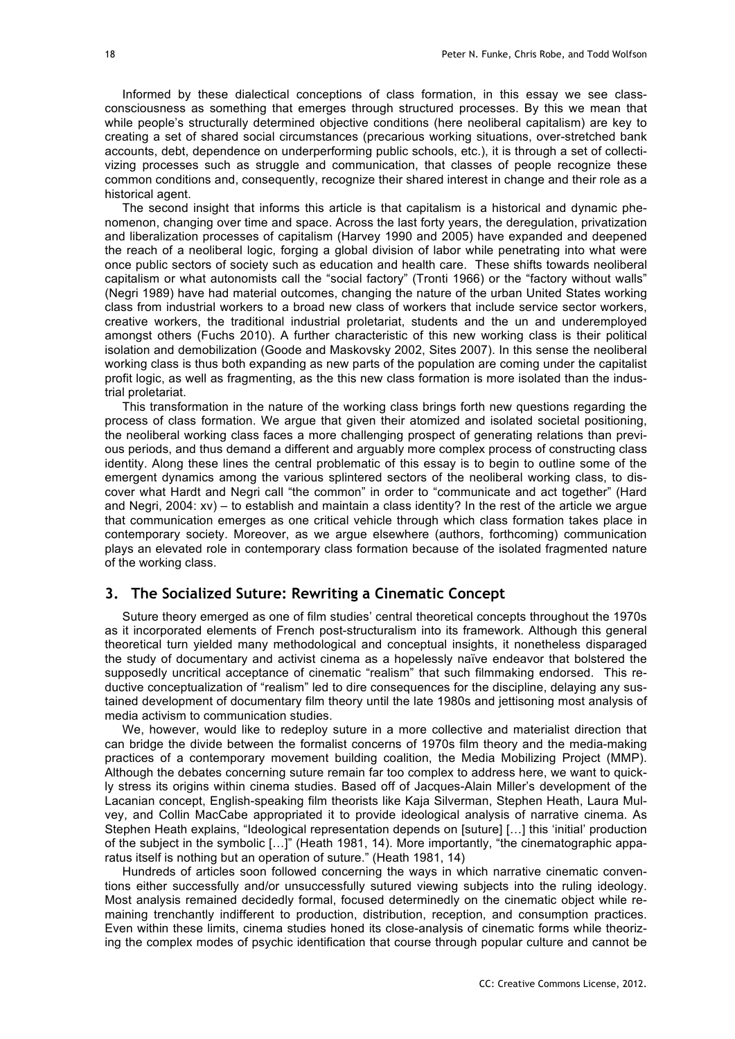Informed by these dialectical conceptions of class formation, in this essay we see class-consciousness as something that emerges through structured processes. By this we mean that while people's structurally determined objective conditions (here neoliberal capitalism) are key to creating a set of shared social circumstances (precarious working situations, over-stretched bank accounts, debt, dependence on underperforming public schools, etc.), it is through a set of collectivizing processes such as struggle and communication, that classes of people recognize these common conditions and, consequently, recognize their shared interest in change and their role as a historical agent.

The second insight that informs this article is that capitalism is a historical and dynamic phenomenon, changing over time and space. Across the last forty years, the deregulation, privatization and liberalization processes of capitalism (Harvey 1990 and 2005) have expanded and deepened the reach of a neoliberal logic, forging a global division of labor while penetrating into what were once public sectors of society such as education and health care. These shifts towards neoliberal capitalism or what autonomists call the "social factory" (Tronti 1966) or the "factory without walls" (Negri 1989) have had material outcomes, changing the nature of the urban United States working class from industrial workers to a broad new class of workers that include service sector workers, creative workers, the traditional industrial proletariat, students and the un and underemployed amongst others (Fuchs 2010). A further characteristic of this new working class is their political isolation and demobilization (Goode and Maskovsky 2002, Sites 2007). In this sense the neoliberal working class is thus both expanding as new parts of the population are coming under the capitalist profit logic, as well as fragmenting, as the this new class formation is more isolated than the industrial proletariat.

This transformation in the nature of the working class brings forth new questions regarding the process of class formation. We argue that given their atomized and isolated societal positioning, the neoliberal working class faces a more challenging prospect of generating relations than previous periods, and thus demand a different and arguably more complex process of constructing class identity. Along these lines the central problematic of this essay is to begin to outline some of the emergent dynamics among the various splintered sectors of the neoliberal working class, to discover what Hardt and Negri call "the common" in order to "communicate and act together" (Hard and Negri, 2004: xv) – to establish and maintain a class identity? In the rest of the article we argue that communication emerges as one critical vehicle through which class formation takes place in contemporary society. Moreover, as we argue elsewhere (authors, forthcoming) communication plays an elevated role in contemporary class formation because of the isolated fragmented nature of the working class.

## 3. The Socialized Suture: Rewriting a Cinematic Concept

Suture theory emerged as one of film studies' central theoretical concepts throughout the 1970s as it incorporated elements of French post-structuralism into its framework. Although this general theoretical turn yielded many methodological and conceptual insights, it nonetheless disparaged the study of documentary and activist cinema as a hopelessly naïve endeavor that bolstered the supposedly uncritical acceptance of cinematic "realism" that such filmmaking endorsed. This reductive conceptualization of "realism" led to dire consequences for the discipline, delaying any sustained development of documentary film theory until the late 1980s and jettisoning most analysis of media activism to communication studies.

We, however, would like to redeploy suture in a more collective and materialist direction that can bridge the divide between the formalist concerns of 1970s film theory and the media-making practices of a contemporary movement building coalition, the Media Mobilizing Project (MMP). Although the debates concerning suture remain far too complex to address here, we want to quickly stress its origins within cinema studies. Based off of Jacques-Alain Miller's development of the Lacanian concept, English-speaking film theorists like Kaja Silverman, Stephen Heath, Laura Mulvey, and Collin MacCabe appropriated it to provide ideological analysis of narrative cinema. As Stephen Heath explains, "Ideological representation depends on [suture] […] this 'initial' production of the subject in the symbolic […]" (Heath 1981, 14). More importantly, "the cinematographic apparatus itself is nothing but an operation of suture." (Heath 1981, 14)

Hundreds of articles soon followed concerning the ways in which narrative cinematic conventions either successfully and/or unsuccessfully sutured viewing subjects into the ruling ideology. Most analysis remained decidedly formal, focused determinedly on the cinematic object while remaining trenchantly indifferent to production, distribution, reception, and consumption practices. Even within these limits, cinema studies honed its close-analysis of cinematic forms while theorizing the complex modes of psychic identification that course through popular culture and cannot be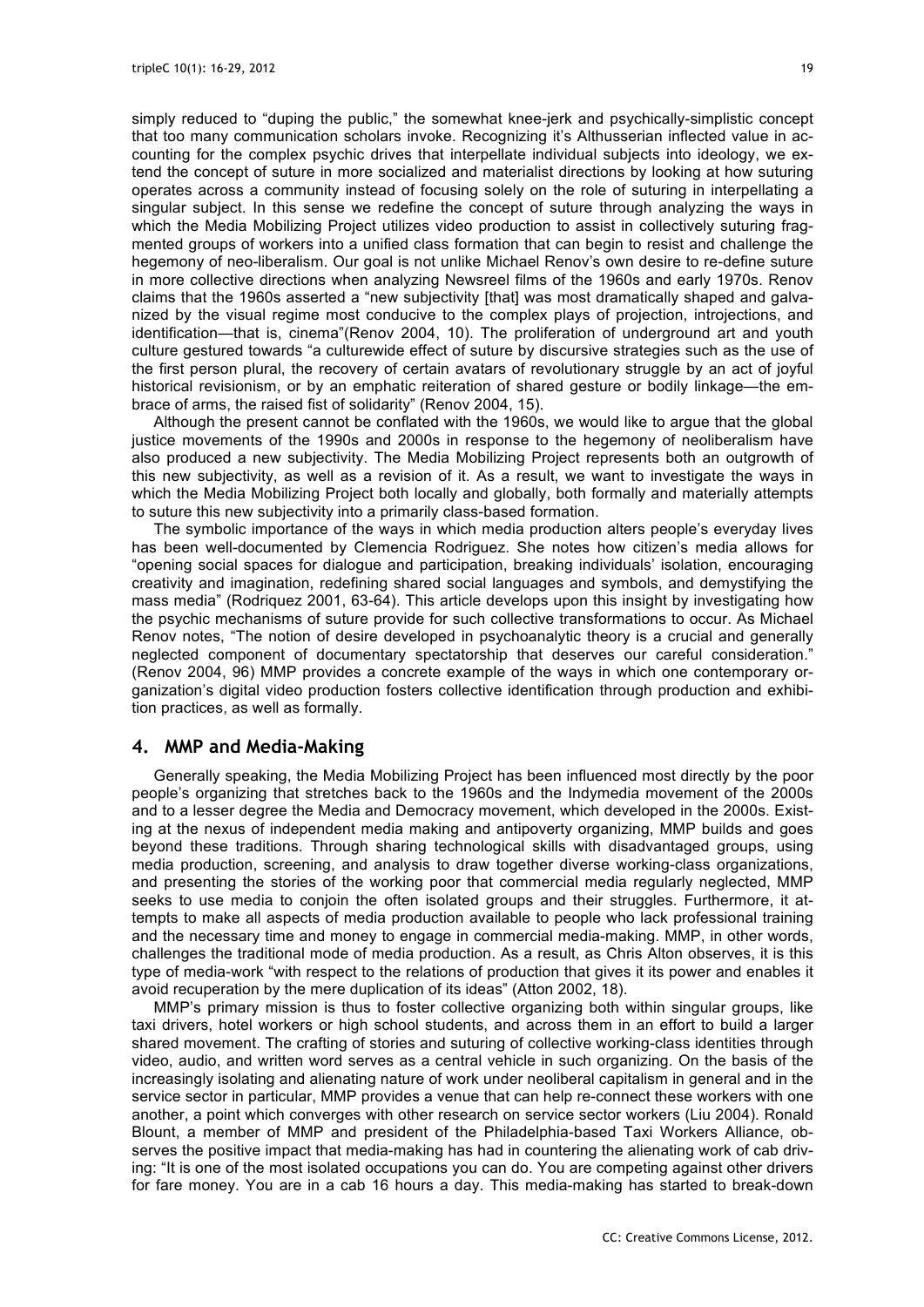simply reduced to "duping the public," the somewhat knee-jerk and psychically-simplistic concept that too many communication scholars invoke. Recognizing it's Althusserian inflected value in accounting for the complex psychic drives that interpellate individual subjects into ideology, we extend the concept of suture in more socialized and materialist directions by looking at how suturing operates across a community instead of focusing solely on the role of suturing in interpellating a singular subject. In this sense we redefine the concept of suture through analyzing the ways in which the Media Mobilizing Project utilizes video production to assist in collectively suturing fragmented groups of workers into a unified class formation that can begin to resist and challenge the hegemony of neo-liberalism. Our goal is not unlike Michael Renov's own desire to re-define suture in more collective directions when analyzing Newsreel films of the 1960s and early 1970s. Renov claims that the 1960s asserted a "new subjectivity [that] was most dramatically shaped and galvanized by the visual regime most conducive to the complex plays of projection, introjections, and identification—that is, cinema"(Renov 2004, 10). The proliferation of underground art and youth culture gestured towards "a culturewide effect of suture by discursive strategies such as the use of the first person plural, the recovery of certain avatars of revolutionary struggle by an act of joyful historical revisionism, or by an emphatic reiteration of shared gesture or bodily linkage—the embrace of arms, the raised fist of solidarity" (Renov 2004, 15).

Although the present cannot be conflated with the 1960s, we would like to argue that the global justice movements of the 1990s and 2000s in response to the hegemony of neoliberalism have also produced a new subjectivity. The Media Mobilizing Project represents both an outgrowth of this new subjectivity, as well as a revision of it. As a result, we want to investigate the ways in which the Media Mobilizing Project both locally and globally, both formally and materially attempts to suture this new subjectivity into a primarily class-based formation.

The symbolic importance of the ways in which media production alters people's everyday lives has been well-documented by Clemencia Rodriguez. She notes how citizen's media allows for "opening social spaces for dialogue and participation, breaking individuals' isolation, encouraging creativity and imagination, redefining shared social languages and symbols, and demystifying the mass media" (Rodriquez 2001, 63-64). This article develops upon this insight by investigating how the psychic mechanisms of suture provide for such collective transformations to occur. As Michael Renov notes, "The notion of desire developed in psychoanalytic theory is a crucial and generally neglected component of documentary spectatorship that deserves our careful consideration." (Renov 2004, 96) MMP provides a concrete example of the ways in which one contemporary organization's digital video production fosters collective identification through production and exhibition practices, as well as formally.

## 4. MMP and Media-Making

Generally speaking, the Media Mobilizing Project has been influenced most directly by the poor people's organizing that stretches back to the 1960s and the Indymedia movement of the 2000s and to a lesser degree the Media and Democracy movement, which developed in the 2000s. Existing at the nexus of independent media making and antipoverty organizing, MMP builds and goes beyond these traditions. Through sharing technological skills with disadvantaged groups, using media production, screening, and analysis to draw together diverse working-class organizations, and presenting the stories of the working poor that commercial media regularly neglected, MMP seeks to use media to conjoin the often isolated groups and their struggles. Furthermore, it attempts to make all aspects of media production available to people who lack professional training and the necessary time and money to engage in commercial media-making. MMP, in other words, challenges the traditional mode of media production. As a result, as Chris Alton observes, it is this type of media-work "with respect to the relations of production that gives it its power and enables it avoid recuperation by the mere duplication of its ideas" (Atton 2002, 18).

MMP's primary mission is thus to foster collective organizing both within singular groups, like taxi drivers, hotel workers or high school students, and across them in an effort to build a larger shared movement. The crafting of stories and suturing of collective working-class identities through video, audio, and written word serves as a central vehicle in such organizing. On the basis of the increasingly isolating and alienating nature of work under neoliberal capitalism in general and in the service sector in particular, MMP provides a venue that can help re-connect these workers with one another, a point which converges with other research on service sector workers (Liu 2004). Ronald Blount, a member of MMP and president of the Philadelphia-based Taxi Workers Alliance, observes the positive impact that media-making has had in countering the alienating work of cab driving: "It is one of the most isolated occupations you can do. You are competing against other drivers for fare money. You are in a cab 16 hours a day. This media-making has started to break-down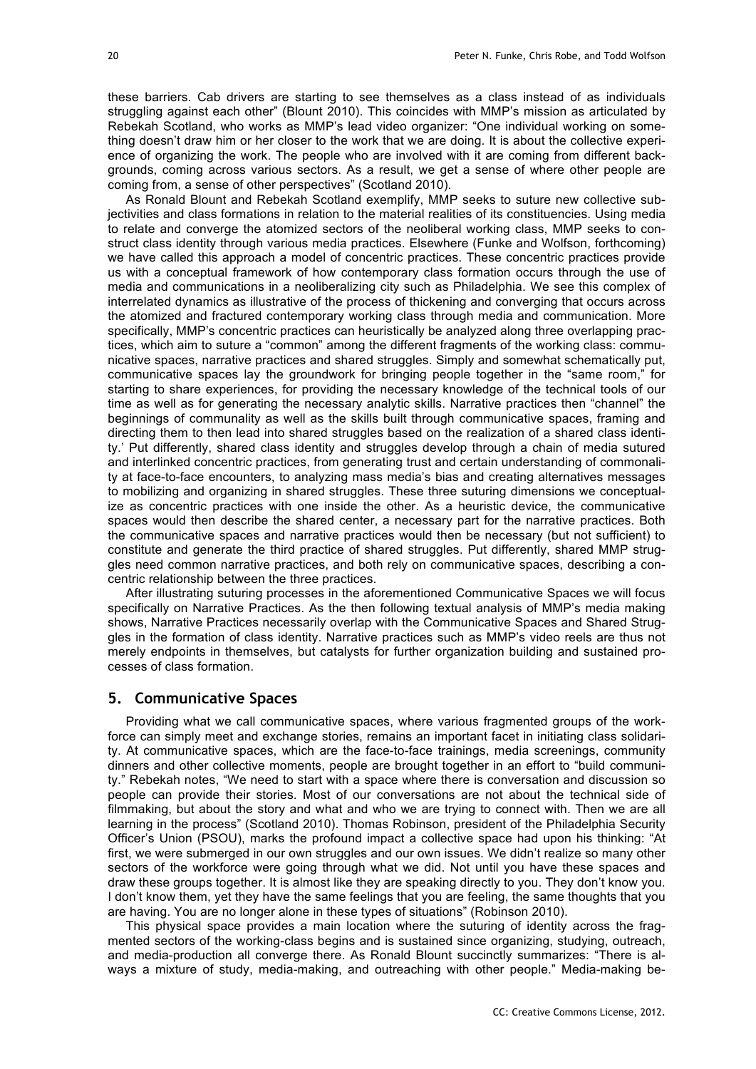these barriers. Cab drivers are starting to see themselves as a class instead of as individuals struggling against each other" (Blount 2010). This coincides with MMP's mission as articulated by Rebekah Scotland, who works as MMP's lead video organizer: "One individual working on something doesn't draw him or her closer to the work that we are doing. It is about the collective experience of organizing the work. The people who are involved with it are coming from different backgrounds, coming across various sectors. As a result, we get a sense of where other people are coming from, a sense of other perspectives" (Scotland 2010).

As Ronald Blount and Rebekah Scotland exemplify, MMP seeks to suture new collective subjectivities and class formations in relation to the material realities of its constituencies. Using media to relate and converge the atomized sectors of the neoliberal working class, MMP seeks to construct class identity through various media practices. Elsewhere (Funke and Wolfson, forthcoming) we have called this approach a model of concentric practices. These concentric practices provide us with a conceptual framework of how contemporary class formation occurs through the use of media and communications in a neoliberalizing city such as Philadelphia. We see this complex of interrelated dynamics as illustrative of the process of thickening and converging that occurs across the atomized and fractured contemporary working class through media and communication. More specifically, MMP's concentric practices can heuristically be analyzed along three overlapping practices, which aim to suture a "common" among the different fragments of the working class: communicative spaces, narrative practices and shared struggles. Simply and somewhat schematically put, communicative spaces lay the groundwork for bringing people together in the "same room," for starting to share experiences, for providing the necessary knowledge of the technical tools of our time as well as for generating the necessary analytic skills. Narrative practices then "channel" the beginnings of communality as well as the skills built through communicative spaces, framing and directing them to then lead into shared struggles based on the realization of a shared class identity.' Put differently, shared class identity and struggles develop through a chain of media sutured and interlinked concentric practices, from generating trust and certain understanding of commonality at face-to-face encounters, to analyzing mass media's bias and creating alternatives messages to mobilizing and organizing in shared struggles. These three suturing dimensions we conceptualize as concentric practices with one inside the other. As a heuristic device, the communicative spaces would then describe the shared center, a necessary part for the narrative practices. Both the communicative spaces and narrative practices would then be necessary (but not sufficient) to constitute and generate the third practice of shared struggles. Put differently, shared MMP struggles need common narrative practices, and both rely on communicative spaces, describing a concentric relationship between the three practices.

After illustrating suturing processes in the aforementioned Communicative Spaces we will focus specifically on Narrative Practices. As the then following textual analysis of MMP's media making shows, Narrative Practices necessarily overlap with the Communicative Spaces and Shared Struggles in the formation of class identity. Narrative practices such as MMP's video reels are thus not merely endpoints in themselves, but catalysts for further organization building and sustained processes of class formation.

## 5. Communicative Spaces

Providing what we call communicative spaces, where various fragmented groups of the workforce can simply meet and exchange stories, remains an important facet in initiating class solidarity. At communicative spaces, which are the face-to-face trainings, media screenings, community dinners and other collective moments, people are brought together in an effort to "build community." Rebekah notes, "We need to start with a space where there is conversation and discussion so people can provide their stories. Most of our conversations are not about the technical side of filmmaking, but about the story and what and who we are trying to connect with. Then we are all learning in the process" (Scotland 2010). Thomas Robinson, president of the Philadelphia Security Officer's Union (PSOU), marks the profound impact a collective space had upon his thinking: "At first, we were submerged in our own struggles and our own issues. We didn't realize so many other sectors of the workforce were going through what we did. Not until you have these spaces and draw these groups together. It is almost like they are speaking directly to you. They don't know you. I don't know them, yet they have the same feelings that you are feeling, the same thoughts that you are having. You are no longer alone in these types of situations" (Robinson 2010).

This physical space provides a main location where the suturing of identity across the fragmented sectors of the working-class begins and is sustained since organizing, studying, outreach, and media-production all converge there. As Ronald Blount succinctly summarizes: "There is always a mixture of study, media-making, and outreaching with other people." Media-making be-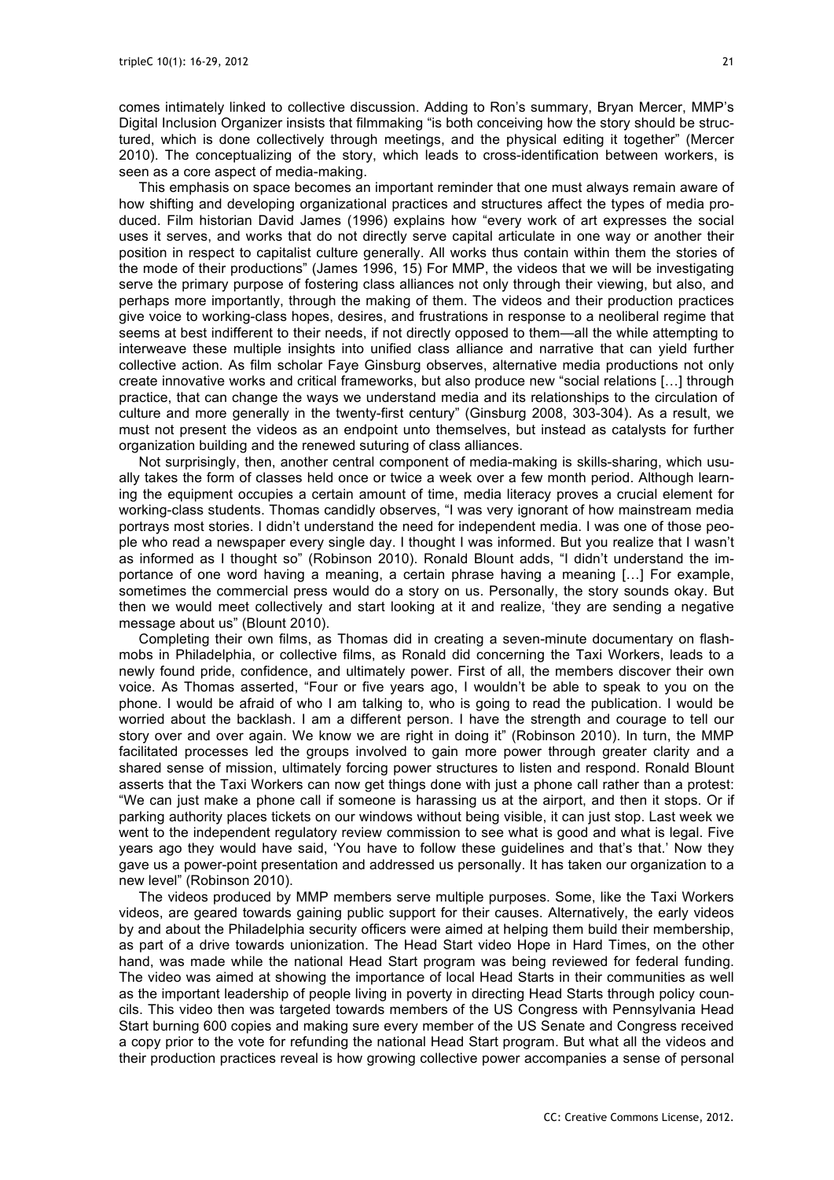comes intimately linked to collective discussion. Adding to Ron's summary, Bryan Mercer, MMP's Digital Inclusion Organizer insists that filmmaking "is both conceiving how the story should be structured, which is done collectively through meetings, and the physical editing it together" (Mercer 2010). The conceptualizing of the story, which leads to cross-identification between workers, is seen as a core aspect of media-making.

This emphasis on space becomes an important reminder that one must always remain aware of how shifting and developing organizational practices and structures affect the types of media produced. Film historian David James (1996) explains how "every work of art expresses the social uses it serves, and works that do not directly serve capital articulate in one way or another their position in respect to capitalist culture generally. All works thus contain within them the stories of the mode of their productions" (James 1996, 15) For MMP, the videos that we will be investigating serve the primary purpose of fostering class alliances not only through their viewing, but also, and perhaps more importantly, through the making of them. The videos and their production practices give voice to working-class hopes, desires, and frustrations in response to a neoliberal regime that seems at best indifferent to their needs, if not directly opposed to them—all the while attempting to interweave these multiple insights into unified class alliance and narrative that can yield further collective action. As film scholar Faye Ginsburg observes, alternative media productions not only create innovative works and critical frameworks, but also produce new "social relations […] through practice, that can change the ways we understand media and its relationships to the circulation of culture and more generally in the twenty-first century" (Ginsburg 2008, 303-304). As a result, we must not present the videos as an endpoint unto themselves, but instead as catalysts for further organization building and the renewed suturing of class alliances.

Not surprisingly, then, another central component of media-making is skills-sharing, which usually takes the form of classes held once or twice a week over a few month period. Although learning the equipment occupies a certain amount of time, media literacy proves a crucial element for working-class students. Thomas candidly observes, "I was very ignorant of how mainstream media portrays most stories. I didn't understand the need for independent media. I was one of those people who read a newspaper every single day. I thought I was informed. But you realize that I wasn't as informed as I thought so" (Robinson 2010). Ronald Blount adds, "I didn't understand the importance of one word having a meaning, a certain phrase having a meaning […] For example, sometimes the commercial press would do a story on us. Personally, the story sounds okay. But then we would meet collectively and start looking at it and realize, 'they are sending a negative message about us" (Blount 2010).

Completing their own films, as Thomas did in creating a seven-minute documentary on flashmobs in Philadelphia, or collective films, as Ronald did concerning the Taxi Workers, leads to a newly found pride, confidence, and ultimately power. First of all, the members discover their own voice. As Thomas asserted, "Four or five years ago, I wouldn't be able to speak to you on the phone. I would be afraid of who I am talking to, who is going to read the publication. I would be worried about the backlash. I am a different person. I have the strength and courage to tell our story over and over again. We know we are right in doing it" (Robinson 2010). In turn, the MMP facilitated processes led the groups involved to gain more power through greater clarity and a shared sense of mission, ultimately forcing power structures to listen and respond. Ronald Blount asserts that the Taxi Workers can now get things done with just a phone call rather than a protest: "We can just make a phone call if someone is harassing us at the airport, and then it stops. Or if parking authority places tickets on our windows without being visible, it can just stop. Last week we went to the independent regulatory review commission to see what is good and what is legal. Five years ago they would have said, 'You have to follow these guidelines and that's that.' Now they gave us a power-point presentation and addressed us personally. It has taken our organization to a new level" (Robinson 2010).

The videos produced by MMP members serve multiple purposes. Some, like the Taxi Workers videos, are geared towards gaining public support for their causes. Alternatively, the early videos by and about the Philadelphia security officers were aimed at helping them build their membership, as part of a drive towards unionization. The Head Start video Hope in Hard Times, on the other hand, was made while the national Head Start program was being reviewed for federal funding. The video was aimed at showing the importance of local Head Starts in their communities as well as the important leadership of people living in poverty in directing Head Starts through policy councils. This video then was targeted towards members of the US Congress with Pennsylvania Head Start burning 600 copies and making sure every member of the US Senate and Congress received a copy prior to the vote for refunding the national Head Start program. But what all the videos and their production practices reveal is how growing collective power accompanies a sense of personal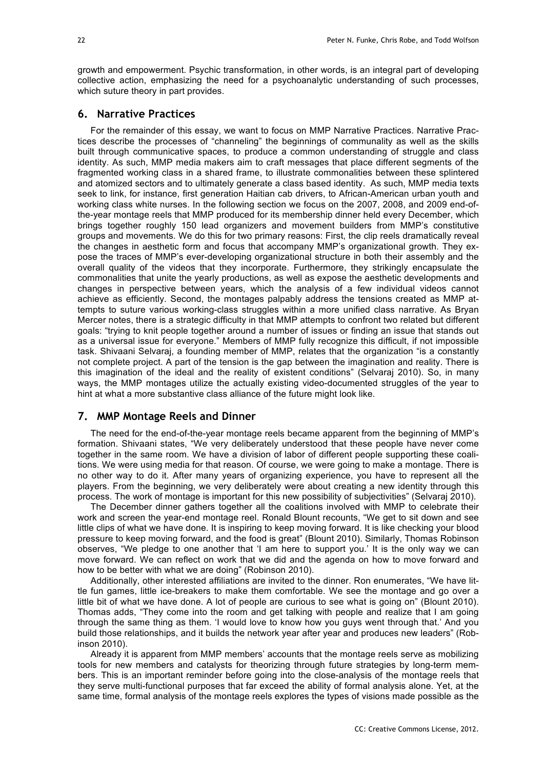growth and empowerment. Psychic transformation, in other words, is an integral part of developing collective action, emphasizing the need for a psychoanalytic understanding of such processes, which suture theory in part provides.

## 6. Narrative Practices

For the remainder of this essay, we want to focus on MMP Narrative Practices. Narrative Practices describe the processes of "channeling" the beginnings of communality as well as the skills built through communicative spaces, to produce a common understanding of struggle and class identity. As such, MMP media makers aim to craft messages that place different segments of the fragmented working class in a shared frame, to illustrate commonalities between these splintered and atomized sectors and to ultimately generate a class based identity. As such, MMP media texts seek to link, for instance, first generation Haitian cab drivers, to African-American urban youth and working class white nurses. In the following section we focus on the 2007, 2008, and 2009 end-of-the-year montage reels that MMP produced for its membership dinner held every December, which brings together roughly 150 lead organizers and movement builders from MMP's constitutive groups and movements. We do this for two primary reasons: First, the clip reels dramatically reveal the changes in aesthetic form and focus that accompany MMP's organizational growth. They expose the traces of MMP's ever-developing organizational structure in both their assembly and the overall quality of the videos that they incorporate. Furthermore, they strikingly encapsulate the commonalities that unite the yearly productions, as well as expose the aesthetic developments and changes in perspective between years, which the analysis of a few individual videos cannot achieve as efficiently. Second, the montages palpably address the tensions created as MMP attempts to suture various working-class struggles within a more unified class narrative. As Bryan Mercer notes, there is a strategic difficulty in that MMP attempts to confront two related but different goals: "trying to knit people together around a number of issues or finding an issue that stands out as a universal issue for everyone." Members of MMP fully recognize this difficult, if not impossible task. Shivaani Selvaraj, a founding member of MMP, relates that the organization "is a constantly not complete project. A part of the tension is the gap between the imagination and reality. There is this imagination of the ideal and the reality of existent conditions" (Selvaraj 2010). So, in many ways, the MMP montages utilize the actually existing video-documented struggles of the year to hint at what a more substantive class alliance of the future might look like.

## 7. MMP Montage Reels and Dinner

The need for the end-of-the-year montage reels became apparent from the beginning of MMP's formation. Shivaani states, "We very deliberately understood that these people have never come together in the same room. We have a division of labor of different people supporting these coalitions. We were using media for that reason. Of course, we were going to make a montage. There is no other way to do it. After many years of organizing experience, you have to represent all the players. From the beginning, we very deliberately were about creating a new identity through this process. The work of montage is important for this new possibility of subjectivities" (Selvaraj 2010).

The December dinner gathers together all the coalitions involved with MMP to celebrate their work and screen the year-end montage reel. Ronald Blount recounts, "We get to sit down and see little clips of what we have done. It is inspiring to keep moving forward. It is like checking your blood pressure to keep moving forward, and the food is great" (Blount 2010). Similarly, Thomas Robinson observes, "We pledge to one another that 'I am here to support you.' It is the only way we can move forward. We can reflect on work that we did and the agenda on how to move forward and how to be better with what we are doing" (Robinson 2010).

Additionally, other interested affiliations are invited to the dinner. Ron enumerates, "We have little fun games, little ice-breakers to make them comfortable. We see the montage and go over a little bit of what we have done. A lot of people are curious to see what is going on" (Blount 2010). Thomas adds, "They come into the room and get talking with people and realize that I am going through the same thing as them. 'I would love to know how you guys went through that.' And you build those relationships, and it builds the network year after year and produces new leaders" (Robinson 2010).

Already it is apparent from MMP members' accounts that the montage reels serve as mobilizing tools for new members and catalysts for theorizing through future strategies by long-term members. This is an important reminder before going into the close-analysis of the montage reels that they serve multi-functional purposes that far exceed the ability of formal analysis alone. Yet, at the same time, formal analysis of the montage reels explores the types of visions made possible as the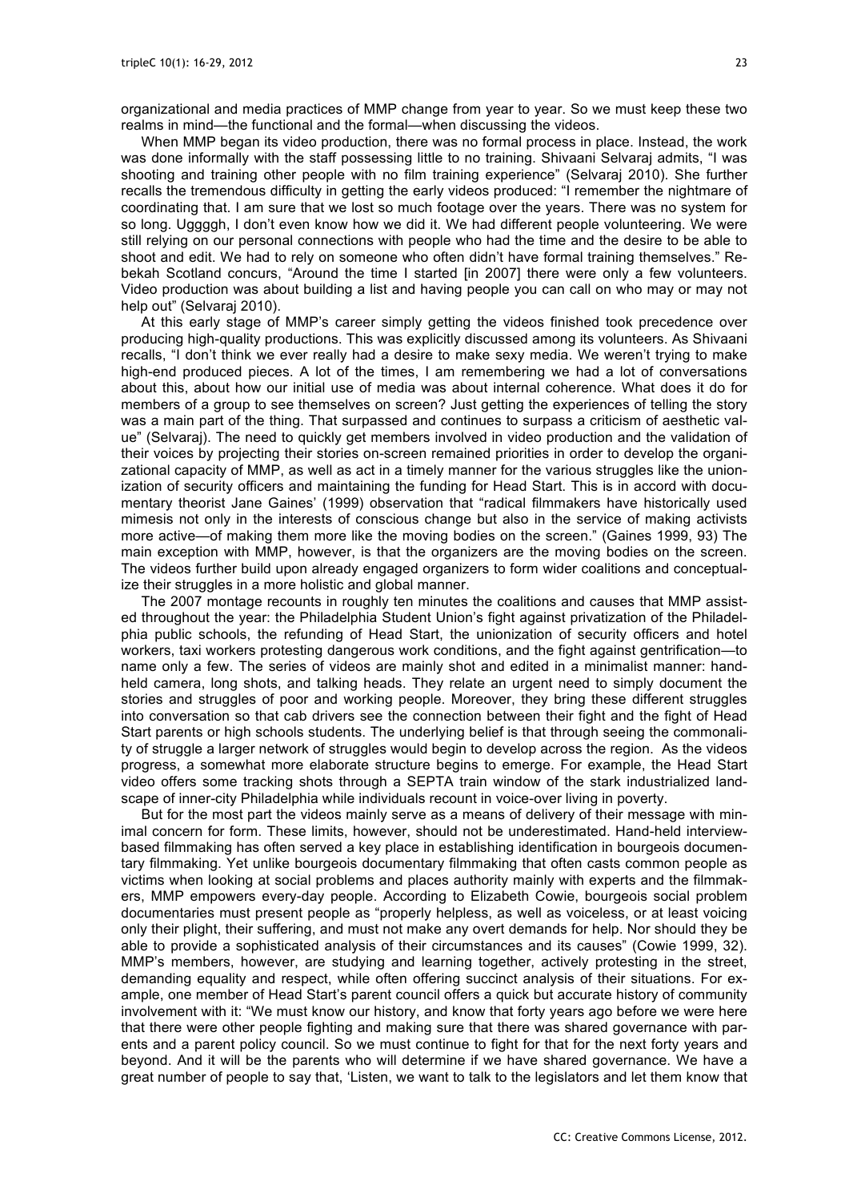organizational and media practices of MMP change from year to year. So we must keep these two realms in mind—the functional and the formal—when discussing the videos.

When MMP began its video production, there was no formal process in place. Instead, the work was done informally with the staff possessing little to no training. Shivaani Selvaraj admits, "I was shooting and training other people with no film training experience" (Selvaraj 2010). She further recalls the tremendous difficulty in getting the early videos produced: "I remember the nightmare of coordinating that. I am sure that we lost so much footage over the years. There was no system for so long. Uggggh, I don't even know how we did it. We had different people volunteering. We were still relying on our personal connections with people who had the time and the desire to be able to shoot and edit. We had to rely on someone who often didn't have formal training themselves." Rebekah Scotland concurs, "Around the time I started [in 2007] there were only a few volunteers. Video production was about building a list and having people you can call on who may or may not help out" (Selvaraj 2010).

At this early stage of MMP's career simply getting the videos finished took precedence over producing high-quality productions. This was explicitly discussed among its volunteers. As Shivaani recalls, "I don't think we ever really had a desire to make sexy media. We weren't trying to make high-end produced pieces. A lot of the times, I am remembering we had a lot of conversations about this, about how our initial use of media was about internal coherence. What does it do for members of a group to see themselves on screen? Just getting the experiences of telling the story was a main part of the thing. That surpassed and continues to surpass a criticism of aesthetic value" (Selvaraj). The need to quickly get members involved in video production and the validation of their voices by projecting their stories on-screen remained priorities in order to develop the organizational capacity of MMP, as well as act in a timely manner for the various struggles like the unionization of security officers and maintaining the funding for Head Start. This is in accord with documentary theorist Jane Gaines' (1999) observation that "radical filmmakers have historically used mimesis not only in the interests of conscious change but also in the service of making activists more active—of making them more like the moving bodies on the screen." (Gaines 1999, 93) The main exception with MMP, however, is that the organizers are the moving bodies on the screen. The videos further build upon already engaged organizers to form wider coalitions and conceptualize their struggles in a more holistic and global manner.

The 2007 montage recounts in roughly ten minutes the coalitions and causes that MMP assisted throughout the year: the Philadelphia Student Union's fight against privatization of the Philadelphia public schools, the refunding of Head Start, the unionization of security officers and hotel workers, taxi workers protesting dangerous work conditions, and the fight against gentrification—to name only a few. The series of videos are mainly shot and edited in a minimalist manner: handheld camera, long shots, and talking heads. They relate an urgent need to simply document the stories and struggles of poor and working people. Moreover, they bring these different struggles into conversation so that cab drivers see the connection between their fight and the fight of Head Start parents or high schools students. The underlying belief is that through seeing the commonality of struggle a larger network of struggles would begin to develop across the region. As the videos progress, a somewhat more elaborate structure begins to emerge. For example, the Head Start video offers some tracking shots through a SEPTA train window of the stark industrialized landscape of inner-city Philadelphia while individuals recount in voice-over living in poverty.

But for the most part the videos mainly serve as a means of delivery of their message with minimal concern for form. These limits, however, should not be underestimated. Hand-held interview-based filmmaking has often served a key place in establishing identification in bourgeois documentary filmmaking. Yet unlike bourgeois documentary filmmaking that often casts common people as victims when looking at social problems and places authority mainly with experts and the filmmakers, MMP empowers every-day people. According to Elizabeth Cowie, bourgeois social problem documentaries must present people as "properly helpless, as well as voiceless, or at least voicing only their plight, their suffering, and must not make any overt demands for help. Nor should they be able to provide a sophisticated analysis of their circumstances and its causes" (Cowie 1999, 32). MMP's members, however, are studying and learning together, actively protesting in the street, demanding equality and respect, while often offering succinct analysis of their situations. For example, one member of Head Start's parent council offers a quick but accurate history of community involvement with it: "We must know our history, and know that forty years ago before we were here that there were other people fighting and making sure that there was shared governance with parents and a parent policy council. So we must continue to fight for that for the next forty years and beyond. And it will be the parents who will determine if we have shared governance. We have a great number of people to say that, 'Listen, we want to talk to the legislators and let them know that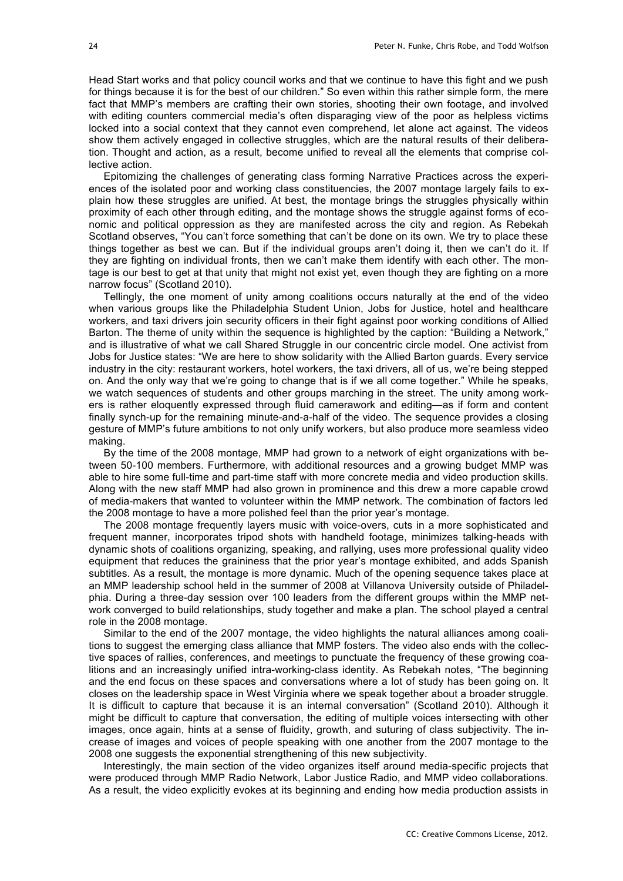Head Start works and that policy council works and that we continue to have this fight and we push for things because it is for the best of our children." So even within this rather simple form, the mere fact that MMP's members are crafting their own stories, shooting their own footage, and involved with editing counters commercial media's often disparaging view of the poor as helpless victims locked into a social context that they cannot even comprehend, let alone act against. The videos show them actively engaged in collective struggles, which are the natural results of their deliberation. Thought and action, as a result, become unified to reveal all the elements that comprise collective action.

Epitomizing the challenges of generating class forming Narrative Practices across the experiences of the isolated poor and working class constituencies, the 2007 montage largely fails to explain how these struggles are unified. At best, the montage brings the struggles physically within proximity of each other through editing, and the montage shows the struggle against forms of economic and political oppression as they are manifested across the city and region. As Rebekah Scotland observes, "You can't force something that can't be done on its own. We try to place these things together as best we can. But if the individual groups aren't doing it, then we can't do it. If they are fighting on individual fronts, then we can't make them identify with each other. The montage is our best to get at that unity that might not exist yet, even though they are fighting on a more narrow focus" (Scotland 2010).

Tellingly, the one moment of unity among coalitions occurs naturally at the end of the video when various groups like the Philadelphia Student Union, Jobs for Justice, hotel and healthcare workers, and taxi drivers join security officers in their fight against poor working conditions of Allied Barton. The theme of unity within the sequence is highlighted by the caption: "Building a Network," and is illustrative of what we call Shared Struggle in our concentric circle model. One activist from Jobs for Justice states: "We are here to show solidarity with the Allied Barton guards. Every service industry in the city: restaurant workers, hotel workers, the taxi drivers, all of us, we're being stepped on. And the only way that we're going to change that is if we all come together." While he speaks, we watch sequences of students and other groups marching in the street. The unity among workers is rather eloquently expressed through fluid camerawork and editing—as if form and content finally synch-up for the remaining minute-and-a-half of the video. The sequence provides a closing gesture of MMP's future ambitions to not only unify workers, but also produce more seamless video making.

By the time of the 2008 montage, MMP had grown to a network of eight organizations with between 50-100 members. Furthermore, with additional resources and a growing budget MMP was able to hire some full-time and part-time staff with more concrete media and video production skills. Along with the new staff MMP had also grown in prominence and this drew a more capable crowd of media-makers that wanted to volunteer within the MMP network. The combination of factors led the 2008 montage to have a more polished feel than the prior year's montage.

The 2008 montage frequently layers music with voice-overs, cuts in a more sophisticated and frequent manner, incorporates tripod shots with handheld footage, minimizes talking-heads with dynamic shots of coalitions organizing, speaking, and rallying, uses more professional quality video equipment that reduces the graininess that the prior year's montage exhibited, and adds Spanish subtitles. As a result, the montage is more dynamic. Much of the opening sequence takes place at an MMP leadership school held in the summer of 2008 at Villanova University outside of Philadelphia. During a three-day session over 100 leaders from the different groups within the MMP network converged to build relationships, study together and make a plan. The school played a central role in the 2008 montage.

Similar to the end of the 2007 montage, the video highlights the natural alliances among coalitions to suggest the emerging class alliance that MMP fosters. The video also ends with the collective spaces of rallies, conferences, and meetings to punctuate the frequency of these growing coalitions and an increasingly unified intra-working-class identity. As Rebekah notes, "The beginning and the end focus on these spaces and conversations where a lot of study has been going on. It closes on the leadership space in West Virginia where we speak together about a broader struggle. It is difficult to capture that because it is an internal conversation" (Scotland 2010). Although it might be difficult to capture that conversation, the editing of multiple voices intersecting with other images, once again, hints at a sense of fluidity, growth, and suturing of class subjectivity. The increase of images and voices of people speaking with one another from the 2007 montage to the 2008 one suggests the exponential strengthening of this new subjectivity.

Interestingly, the main section of the video organizes itself around media-specific projects that were produced through MMP Radio Network, Labor Justice Radio, and MMP video collaborations. As a result, the video explicitly evokes at its beginning and ending how media production assists in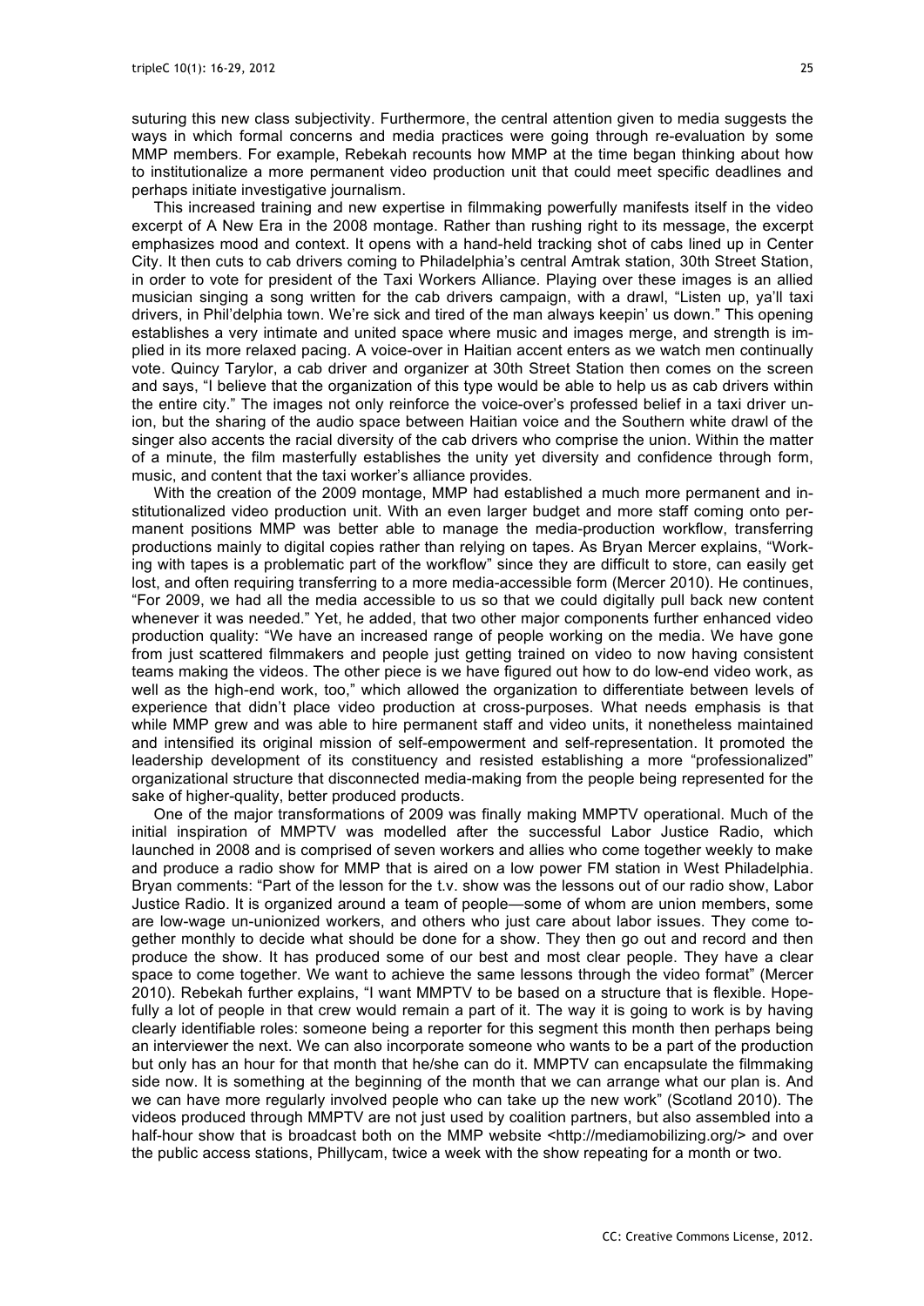suturing this new class subjectivity. Furthermore, the central attention given to media suggests the ways in which formal concerns and media practices were going through re-evaluation by some MMP members. For example, Rebekah recounts how MMP at the time began thinking about how to institutionalize a more permanent video production unit that could meet specific deadlines and perhaps initiate investigative journalism.

This increased training and new expertise in filmmaking powerfully manifests itself in the video excerpt of A New Era in the 2008 montage. Rather than rushing right to its message, the excerpt emphasizes mood and context. It opens with a hand-held tracking shot of cabs lined up in Center City. It then cuts to cab drivers coming to Philadelphia's central Amtrak station, 30th Street Station, in order to vote for president of the Taxi Workers Alliance. Playing over these images is an allied musician singing a song written for the cab drivers campaign, with a drawl, "Listen up, ya'll taxi drivers, in Phil'delphia town. We're sick and tired of the man always keepin' us down." This opening establishes a very intimate and united space where music and images merge, and strength is implied in its more relaxed pacing. A voice-over in Haitian accent enters as we watch men continually vote. Quincy Tarylor, a cab driver and organizer at 30th Street Station then comes on the screen and says, "I believe that the organization of this type would be able to help us as cab drivers within the entire city." The images not only reinforce the voice-over's professed belief in a taxi driver union, but the sharing of the audio space between Haitian voice and the Southern white drawl of the singer also accents the racial diversity of the cab drivers who comprise the union. Within the matter of a minute, the film masterfully establishes the unity yet diversity and confidence through form, music, and content that the taxi worker's alliance provides.

With the creation of the 2009 montage, MMP had established a much more permanent and institutionalized video production unit. With an even larger budget and more staff coming onto permanent positions MMP was better able to manage the media-production workflow, transferring productions mainly to digital copies rather than relying on tapes. As Bryan Mercer explains, "Working with tapes is a problematic part of the workflow" since they are difficult to store, can easily get lost, and often requiring transferring to a more media-accessible form (Mercer 2010). He continues, "For 2009, we had all the media accessible to us so that we could digitally pull back new content whenever it was needed." Yet, he added, that two other major components further enhanced video production quality: "We have an increased range of people working on the media. We have gone from just scattered filmmakers and people just getting trained on video to now having consistent teams making the videos. The other piece is we have figured out how to do low-end video work, as well as the high-end work, too," which allowed the organization to differentiate between levels of experience that didn't place video production at cross-purposes. What needs emphasis is that while MMP grew and was able to hire permanent staff and video units, it nonetheless maintained and intensified its original mission of self-empowerment and self-representation. It promoted the leadership development of its constituency and resisted establishing a more "professionalized" organizational structure that disconnected media-making from the people being represented for the sake of higher-quality, better produced products.

One of the major transformations of 2009 was finally making MMPTV operational. Much of the initial inspiration of MMPTV was modelled after the successful Labor Justice Radio, which launched in 2008 and is comprised of seven workers and allies who come together weekly to make and produce a radio show for MMP that is aired on a low power FM station in West Philadelphia. Bryan comments: "Part of the lesson for the t.v. show was the lessons out of our radio show, Labor Justice Radio. It is organized around a team of people—some of whom are union members, some are low-wage un-unionized workers, and others who just care about labor issues. They come together monthly to decide what should be done for a show. They then go out and record and then produce the show. It has produced some of our best and most clear people. They have a clear space to come together. We want to achieve the same lessons through the video format" (Mercer 2010). Rebekah further explains, "I want MMPTV to be based on a structure that is flexible. Hopefully a lot of people in that crew would remain a part of it. The way it is going to work is by having clearly identifiable roles: someone being a reporter for this segment this month then perhaps being an interviewer the next. We can also incorporate someone who wants to be a part of the production but only has an hour for that month that he/she can do it. MMPTV can encapsulate the filmmaking side now. It is something at the beginning of the month that we can arrange what our plan is. And we can have more regularly involved people who can take up the new work" (Scotland 2010). The videos produced through MMPTV are not just used by coalition partners, but also assembled into a half-hour show that is broadcast both on the MMP website <http://mediamobilizing.org/> and over the public access stations, Phillycam, twice a week with the show repeating for a month or two.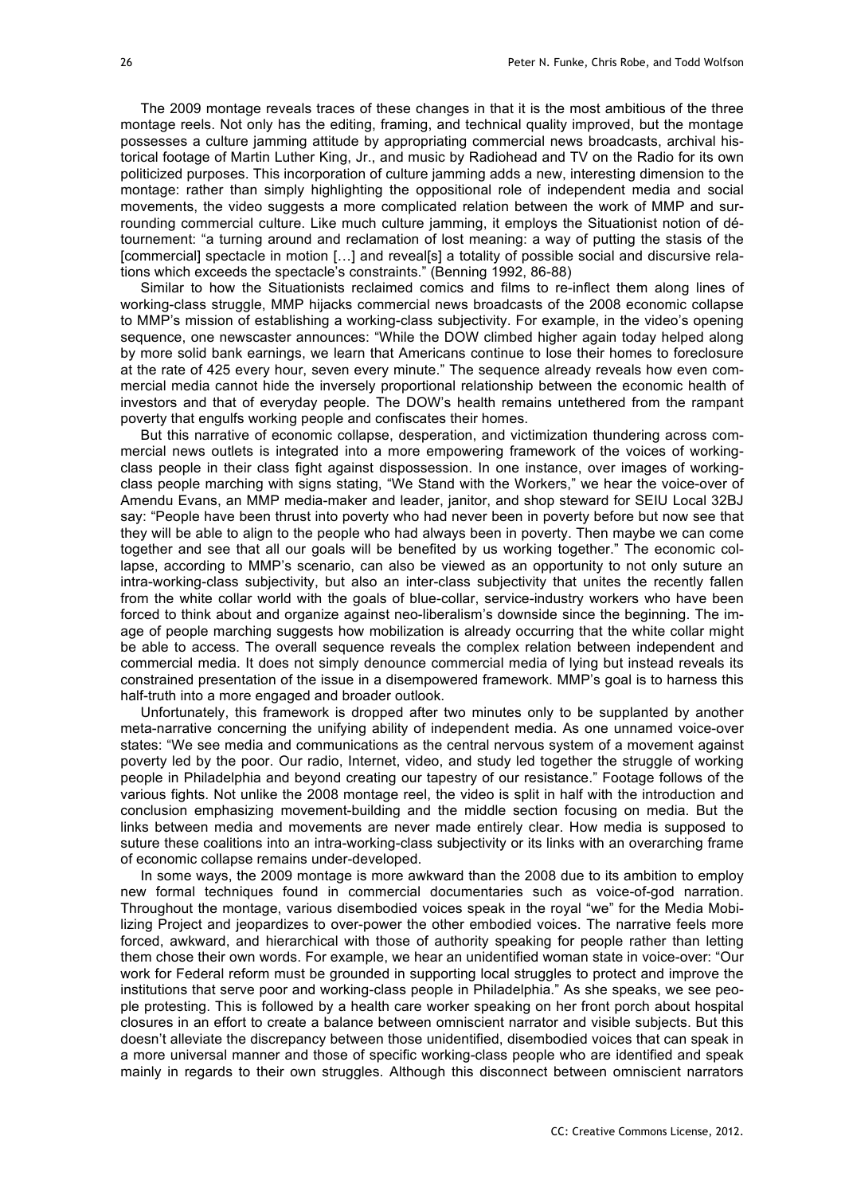The 2009 montage reveals traces of these changes in that it is the most ambitious of the three montage reels. Not only has the editing, framing, and technical quality improved, but the montage possesses a culture jamming attitude by appropriating commercial news broadcasts, archival historical footage of Martin Luther King, Jr., and music by Radiohead and TV on the Radio for its own politicized purposes. This incorporation of culture jamming adds a new, interesting dimension to the montage: rather than simply highlighting the oppositional role of independent media and social movements, the video suggests a more complicated relation between the work of MMP and surrounding commercial culture. Like much culture jamming, it employs the Situationist notion of détournement: "a turning around and reclamation of lost meaning: a way of putting the stasis of the [commercial] spectacle in motion […] and reveal[s] a totality of possible social and discursive relations which exceeds the spectacle's constraints." (Benning 1992, 86-88)

Similar to how the Situationists reclaimed comics and films to re-inflect them along lines of working-class struggle, MMP hijacks commercial news broadcasts of the 2008 economic collapse to MMP's mission of establishing a working-class subjectivity. For example, in the video's opening sequence, one newscaster announces: "While the DOW climbed higher again today helped along by more solid bank earnings, we learn that Americans continue to lose their homes to foreclosure at the rate of 425 every hour, seven every minute." The sequence already reveals how even commercial media cannot hide the inversely proportional relationship between the economic health of investors and that of everyday people. The DOW's health remains untethered from the rampant poverty that engulfs working people and confiscates their homes.

But this narrative of economic collapse, desperation, and victimization thundering across commercial news outlets is integrated into a more empowering framework of the voices of working-class people in their class fight against dispossession. In one instance, over images of working-class people marching with signs stating, "We Stand with the Workers," we hear the voice-over of Amendu Evans, an MMP media-maker and leader, janitor, and shop steward for SEIU Local 32BJ say: "People have been thrust into poverty who had never been in poverty before but now see that they will be able to align to the people who had always been in poverty. Then maybe we can come together and see that all our goals will be benefited by us working together." The economic collapse, according to MMP's scenario, can also be viewed as an opportunity to not only suture an intra-working-class subjectivity, but also an inter-class subjectivity that unites the recently fallen from the white collar world with the goals of blue-collar, service-industry workers who have been forced to think about and organize against neo-liberalism's downside since the beginning. The image of people marching suggests how mobilization is already occurring that the white collar might be able to access. The overall sequence reveals the complex relation between independent and commercial media. It does not simply denounce commercial media of lying but instead reveals its constrained presentation of the issue in a disempowered framework. MMP's goal is to harness this half-truth into a more engaged and broader outlook.

Unfortunately, this framework is dropped after two minutes only to be supplanted by another meta-narrative concerning the unifying ability of independent media. As one unnamed voice-over states: "We see media and communications as the central nervous system of a movement against poverty led by the poor. Our radio, Internet, video, and study led together the struggle of working people in Philadelphia and beyond creating our tapestry of our resistance." Footage follows of the various fights. Not unlike the 2008 montage reel, the video is split in half with the introduction and conclusion emphasizing movement-building and the middle section focusing on media. But the links between media and movements are never made entirely clear. How media is supposed to suture these coalitions into an intra-working-class subjectivity or its links with an overarching frame of economic collapse remains under-developed.

In some ways, the 2009 montage is more awkward than the 2008 due to its ambition to employ new formal techniques found in commercial documentaries such as voice-of-god narration. Throughout the montage, various disembodied voices speak in the royal "we" for the Media Mobilizing Project and jeopardizes to over-power the other embodied voices. The narrative feels more forced, awkward, and hierarchical with those of authority speaking for people rather than letting them chose their own words. For example, we hear an unidentified woman state in voice-over: "Our work for Federal reform must be grounded in supporting local struggles to protect and improve the institutions that serve poor and working-class people in Philadelphia." As she speaks, we see people protesting. This is followed by a health care worker speaking on her front porch about hospital closures in an effort to create a balance between omniscient narrator and visible subjects. But this doesn't alleviate the discrepancy between those unidentified, disembodied voices that can speak in a more universal manner and those of specific working-class people who are identified and speak mainly in regards to their own struggles. Although this disconnect between omniscient narrators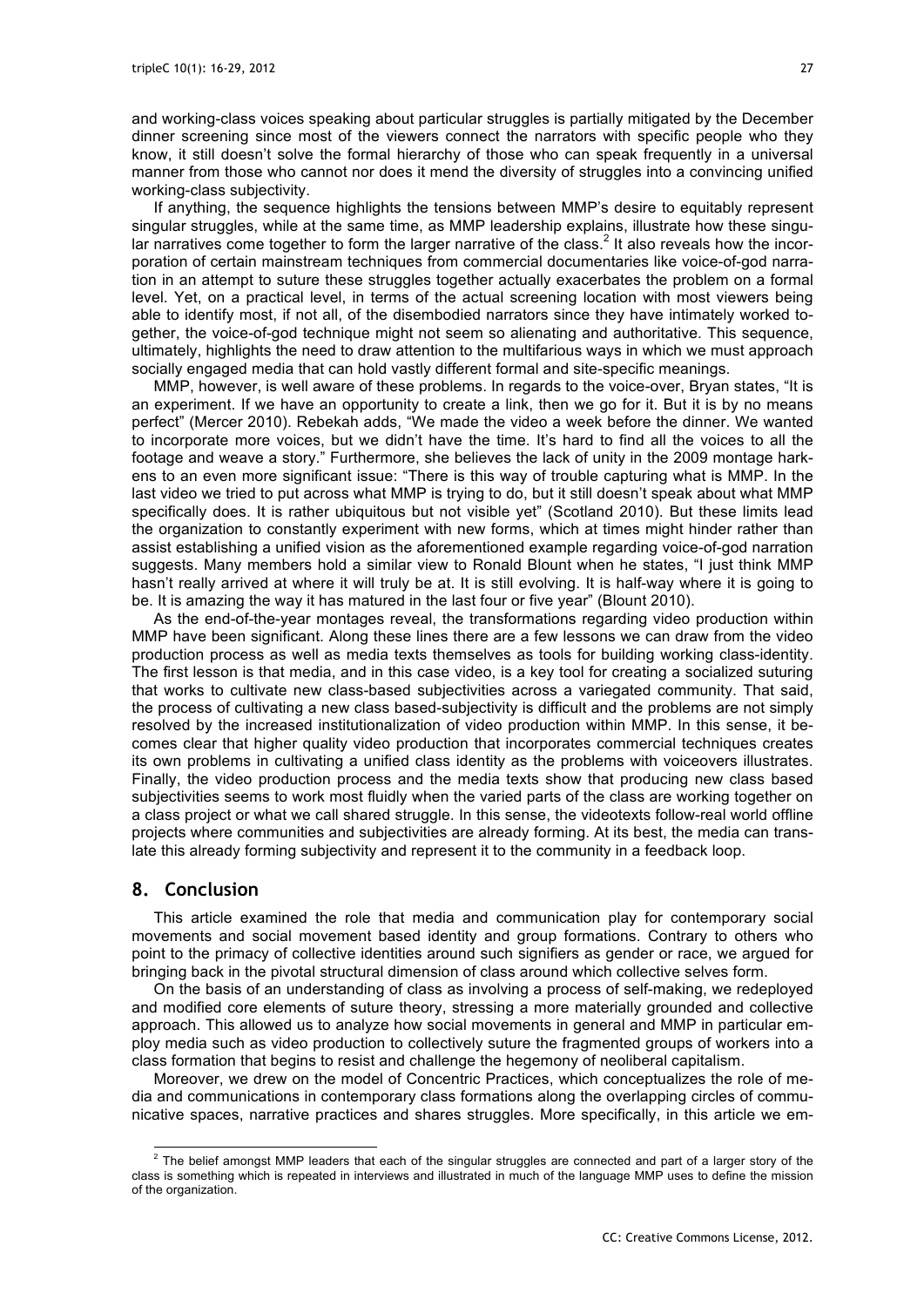and working-class voices speaking about particular struggles is partially mitigated by the December dinner screening since most of the viewers connect the narrators with specific people who they know, it still doesn't solve the formal hierarchy of those who can speak frequently in a universal manner from those who cannot nor does it mend the diversity of struggles into a convincing unified working-class subjectivity.

If anything, the sequence highlights the tensions between MMP's desire to equitably represent singular struggles, while at the same time, as MMP leadership explains, illustrate how these singular narratives come together to form the larger narrative of the class.[2] It also reveals how the incorporation of certain mainstream techniques from commercial documentaries like voice-of-god narration in an attempt to suture these struggles together actually exacerbates the problem on a formal level. Yet, on a practical level, in terms of the actual screening location with most viewers being able to identify most, if not all, of the disembodied narrators since they have intimately worked together, the voice-of-god technique might not seem so alienating and authoritative. This sequence, ultimately, highlights the need to draw attention to the multifarious ways in which we must approach socially engaged media that can hold vastly different formal and site-specific meanings.

MMP, however, is well aware of these problems. In regards to the voice-over, Bryan states, "It is an experiment. If we have an opportunity to create a link, then we go for it. But it is by no means perfect" (Mercer 2010). Rebekah adds, "We made the video a week before the dinner. We wanted to incorporate more voices, but we didn't have the time. It's hard to find all the voices to all the footage and weave a story." Furthermore, she believes the lack of unity in the 2009 montage harkens to an even more significant issue: "There is this way of trouble capturing what is MMP. In the last video we tried to put across what MMP is trying to do, but it still doesn't speak about what MMP specifically does. It is rather ubiquitous but not visible yet" (Scotland 2010). But these limits lead the organization to constantly experiment with new forms, which at times might hinder rather than assist establishing a unified vision as the aforementioned example regarding voice-of-god narration suggests. Many members hold a similar view to Ronald Blount when he states, "I just think MMP hasn't really arrived at where it will truly be at. It is still evolving. It is half-way where it is going to be. It is amazing the way it has matured in the last four or five year" (Blount 2010).

As the end-of-the-year montages reveal, the transformations regarding video production within MMP have been significant. Along these lines there are a few lessons we can draw from the video production process as well as media texts themselves as tools for building working class-identity. The first lesson is that media, and in this case video, is a key tool for creating a socialized suturing that works to cultivate new class-based subjectivities across a variegated community. That said, the process of cultivating a new class based-subjectivity is difficult and the problems are not simply resolved by the increased institutionalization of video production within MMP. In this sense, it becomes clear that higher quality video production that incorporates commercial techniques creates its own problems in cultivating a unified class identity as the problems with voiceovers illustrates. Finally, the video production process and the media texts show that producing new class based subjectivities seems to work most fluidly when the varied parts of the class are working together on a class project or what we call shared struggle. In this sense, the videotexts follow-real world offline projects where communities and subjectivities are already forming. At its best, the media can translate this already forming subjectivity and represent it to the community in a feedback loop.

## 8. Conclusion

This article examined the role that media and communication play for contemporary social movements and social movement based identity and group formations. Contrary to others who point to the primacy of collective identities around such signifiers as gender or race, we argued for bringing back in the pivotal structural dimension of class around which collective selves form.

On the basis of an understanding of class as involving a process of self-making, we redeployed and modified core elements of suture theory, stressing a more materially grounded and collective approach. This allowed us to analyze how social movements in general and MMP in particular employ media such as video production to collectively suture the fragmented groups of workers into a class formation that begins to resist and challenge the hegemony of neoliberal capitalism.

Moreover, we drew on the model of Concentric Practices, which conceptualizes the role of media and communications in contemporary class formations along the overlapping circles of communicative spaces, narrative practices and shares struggles. More specifically, in this article we em-

[2] The belief amongst MMP leaders that each of the singular struggles are connected and part of a larger story of the class is something which is repeated in interviews and illustrated in much of the language MMP uses to define the mission of the organization.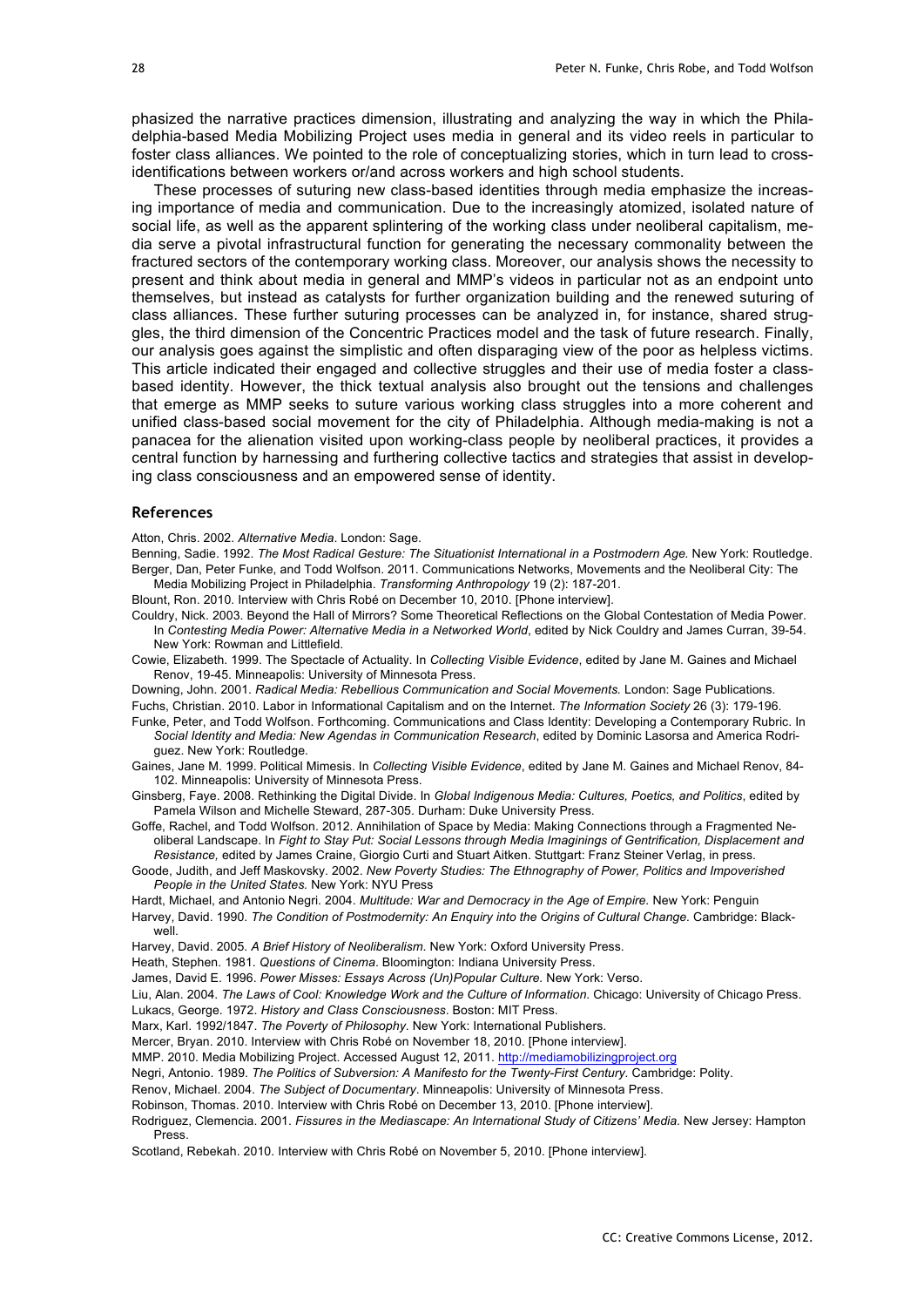phasized the narrative practices dimension, illustrating and analyzing the way in which the Philadelphia-based Media Mobilizing Project uses media in general and its video reels in particular to foster class alliances. We pointed to the role of conceptualizing stories, which in turn lead to cross-identifications between workers or/and across workers and high school students.

These processes of suturing new class-based identities through media emphasize the increasing importance of media and communication. Due to the increasingly atomized, isolated nature of social life, as well as the apparent splintering of the working class under neoliberal capitalism, media serve a pivotal infrastructural function for generating the necessary commonality between the fractured sectors of the contemporary working class. Moreover, our analysis shows the necessity to present and think about media in general and MMP's videos in particular not as an endpoint unto themselves, but instead as catalysts for further organization building and the renewed suturing of class alliances. These further suturing processes can be analyzed in, for instance, shared struggles, the third dimension of the Concentric Practices model and the task of future research. Finally, our analysis goes against the simplistic and often disparaging view of the poor as helpless victims. This article indicated their engaged and collective struggles and their use of media foster a class-based identity. However, the thick textual analysis also brought out the tensions and challenges that emerge as MMP seeks to suture various working class struggles into a more coherent and unified class-based social movement for the city of Philadelphia. Although media-making is not a panacea for the alienation visited upon working-class people by neoliberal practices, it provides a central function by harnessing and furthering collective tactics and strategies that assist in developing class consciousness and an empowered sense of identity.

## References

Atton, Chris. 2002. *Alternative Media*. London: Sage.

Benning, Sadie. 1992. *The Most Radical Gesture: The Situationist International in a Postmodern Age.* New York: Routledge.

Berger, Dan, Peter Funke, and Todd Wolfson. 2011. Communications Networks, Movements and the Neoliberal City: The Media Mobilizing Project in Philadelphia. *Transforming Anthropology* 19 (2): 187-201.

Blount, Ron. 2010. Interview with Chris Robé on December 10, 2010. [Phone interview].

Couldry, Nick. 2003. Beyond the Hall of Mirrors? Some Theoretical Reflections on the Global Contestation of Media Power. In *Contesting Media Power: Alternative Media in a Networked World*, edited by Nick Couldry and James Curran, 39-54. New York: Rowman and Littlefield.

Cowie, Elizabeth. 1999. The Spectacle of Actuality. In *Collecting Visible Evidence*, edited by Jane M. Gaines and Michael Renov, 19-45. Minneapolis: University of Minnesota Press.

Downing, John. 2001. *Radical Media: Rebellious Communication and Social Movements.* London: Sage Publications.

Fuchs, Christian. 2010. Labor in Informational Capitalism and on the Internet. *The Information Society* 26 (3): 179-196.

Funke, Peter, and Todd Wolfson. Forthcoming. Communications and Class Identity: Developing a Contemporary Rubric. In *Social Identity and Media: New Agendas in Communication Research*, edited by Dominic Lasorsa and America Rodriguez. New York: Routledge.

Gaines, Jane M. 1999. Political Mimesis. In *Collecting Visible Evidence*, edited by Jane M. Gaines and Michael Renov, 84-102. Minneapolis: University of Minnesota Press.

Ginsberg, Faye. 2008. Rethinking the Digital Divide. In *Global Indigenous Media: Cultures, Poetics, and Politics*, edited by Pamela Wilson and Michelle Steward, 287-305. Durham: Duke University Press.

Goffe, Rachel, and Todd Wolfson. 2012. Annihilation of Space by Media: Making Connections through a Fragmented Neoliberal Landscape. In *Fight to Stay Put: Social Lessons through Media Imaginings of Gentrification, Displacement and Resistance,* edited by James Craine, Giorgio Curti and Stuart Aitken. Stuttgart: Franz Steiner Verlag, in press.

Goode, Judith, and Jeff Maskovsky. 2002. *New Poverty Studies: The Ethnography of Power, Politics and Impoverished People in the United States.* New York: NYU Press

Hardt, Michael, and Antonio Negri. 2004. *Multitude: War and Democracy in the Age of Empire.* New York: Penguin

Harvey, David. 1990. *The Condition of Postmodernity: An Enquiry into the Origins of Cultural Change.* Cambridge: Blackwell.

Harvey, David. 2005. *A Brief History of Neoliberalism*. New York: Oxford University Press.

Heath, Stephen. 1981. *Questions of Cinema*. Bloomington: Indiana University Press.

James, David E. 1996. *Power Misses: Essays Across (Un)Popular Culture.* New York: Verso.

Liu, Alan. 2004. *The Laws of Cool: Knowledge Work and the Culture of Information*. Chicago: University of Chicago Press.

Lukacs, George. 1972. *History and Class Consciousness*. Boston: MIT Press.

Marx, Karl. 1992/1847. *The Poverty of Philosophy*. New York: International Publishers.

Mercer, Bryan. 2010. Interview with Chris Robé on November 18, 2010. [Phone interview].

MMP. 2010. Media Mobilizing Project. Accessed August 12, 2011. http://mediamobilizingproject.org

Negri, Antonio. 1989. *The Politics of Subversion: A Manifesto for the Twenty-First Century.* Cambridge: Polity.

Renov, Michael. 2004. *The Subject of Documentary*. Minneapolis: University of Minnesota Press.

Robinson, Thomas. 2010. Interview with Chris Robé on December 13, 2010. [Phone interview].

Rodriguez, Clemencia. 2001. *Fissures in the Mediascape: An International Study of Citizens' Media.* New Jersey: Hampton Press.

Scotland, Rebekah. 2010. Interview with Chris Robé on November 5, 2010. [Phone interview].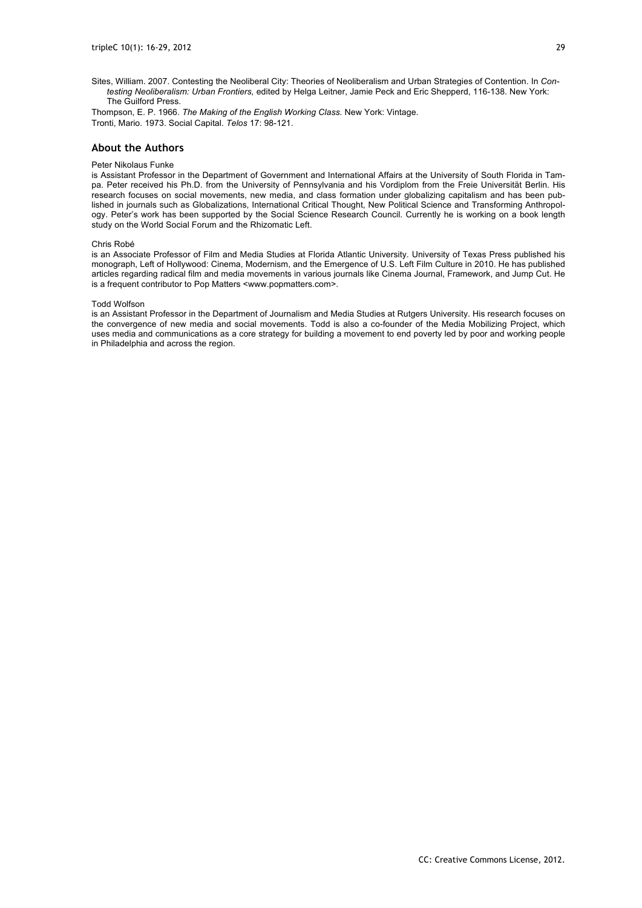Sites, William. 2007. Contesting the Neoliberal City: Theories of Neoliberalism and Urban Strategies of Contention. In *Contesting Neoliberalism: Urban Frontiers,* edited by Helga Leitner, Jamie Peck and Eric Shepperd, 116-138. New York: The Guilford Press.

Thompson, E. P. 1966. *The Making of the English Working Class.* New York: Vintage.

Tronti, Mario. 1973. Social Capital. *Telos* 17: 98-121.

## About the Authors

Peter Nikolaus Funke

is Assistant Professor in the Department of Government and International Affairs at the University of South Florida in Tampa. Peter received his Ph.D. from the University of Pennsylvania and his Vordiplom from the Freie Universität Berlin. His research focuses on social movements, new media, and class formation under globalizing capitalism and has been published in journals such as Globalizations, International Critical Thought, New Political Science and Transforming Anthropology. Peter's work has been supported by the Social Science Research Council. Currently he is working on a book length study on the World Social Forum and the Rhizomatic Left.

Chris Robé

is an Associate Professor of Film and Media Studies at Florida Atlantic University. University of Texas Press published his monograph, Left of Hollywood: Cinema, Modernism, and the Emergence of U.S. Left Film Culture in 2010. He has published articles regarding radical film and media movements in various journals like Cinema Journal, Framework, and Jump Cut. He is a frequent contributor to Pop Matters <www.popmatters.com>.

Todd Wolfson

is an Assistant Professor in the Department of Journalism and Media Studies at Rutgers University. His research focuses on the convergence of new media and social movements. Todd is also a co-founder of the Media Mobilizing Project, which uses media and communications as a core strategy for building a movement to end poverty led by poor and working people in Philadelphia and across the region.